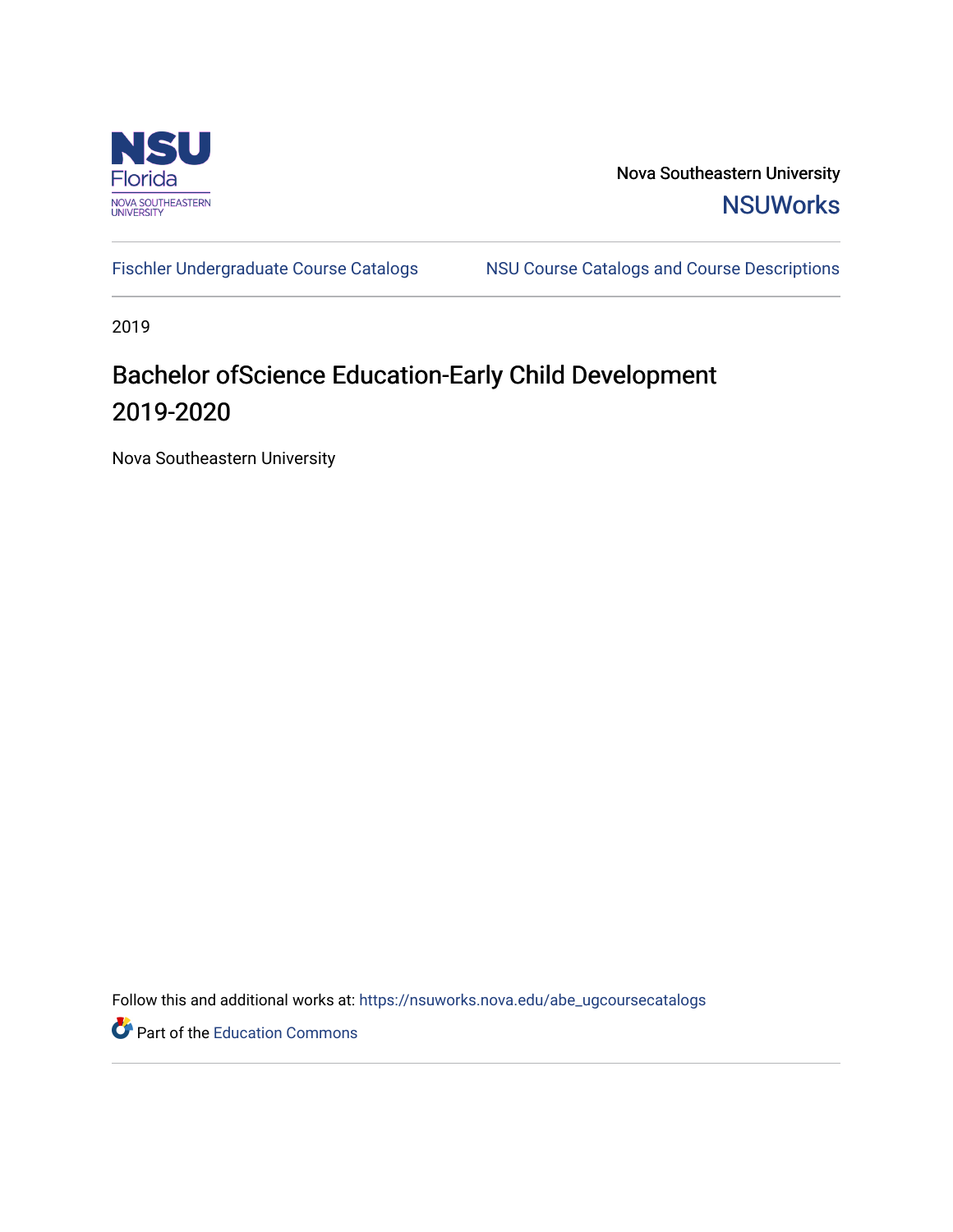Nova Southeastern University

NSUWorks

Fischler Undergraduate Course Catalogs | NSU Course Catalogs and Course Descriptions

2019

# Bachelor ofScience Education-Early Child Development 2019-2020

Nova Southeastern University

Follow this and additional works at: https://nsuworks.nova.edu/abe_ugcoursecatalogs

Part of the Education Commons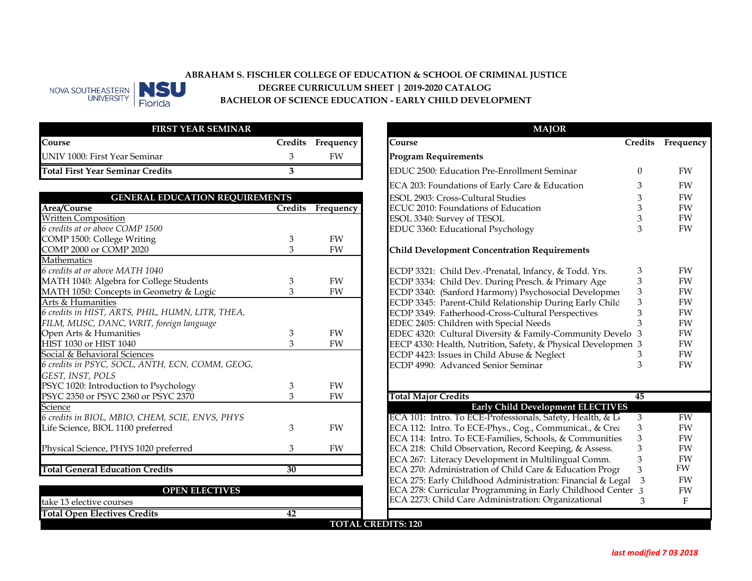ABRAHAM S. FISCHLER COLLEGE OF EDUCATION & SCHOOL OF CRIMINAL JUSTICE

DEGREE CURRICULUM SHEET | 2019-2020 CATALOG

BACHELOR OF SCIENCE EDUCATION - EARLY CHILD DEVELOPMENT

## FIRST YEAR SEMINAR

| Course | Credits | Frequency |
|---|---|---|
| UNIV 1000: First Year Seminar | 3 | FW |
| **Total First Year Seminar Credits** | **3** | |

## GENERAL EDUCATION REQUIREMENTS

| Area/Course | Credits | Frequency |
|---|---|---|
| Written Composition | | |
| *6 credits at or above COMP 1500* | | |
| COMP 1500: College Writing | 3 | FW |
| COMP 2000 or COMP 2020 | 3 | FW |
| Mathematics | | |
| *6 credits at or above MATH 1040* | | |
| MATH 1040: Algebra for College Students | 3 | FW |
| MATH 1050: Concepts in Geometry & Logic | 3 | FW |
| Arts & Humanities | | |
| *6 credits in HIST, ARTS, PHIL, HUMN, LITR, THEA, FILM, MUSC, DANC, WRIT, foreign language* | | |
| Open Arts & Humanities | 3 | FW |
| HIST 1030 or HIST 1040 | 3 | FW |
| Social & Behavioral Sciences | | |
| *6 credits in PSYC, SOCL, ANTH, ECN, COMM, GEOG, GEST, INST, POLS* | | |
| PSYC 1020: Introduction to Psychology | 3 | FW |
| PSYC 2350 or PSYC 2360 or PSYC 2370 | 3 | FW |
| Science | | |
| *6 credits in BIOL, MBIO, CHEM, SCIE, ENVS, PHYS* | | |
| Life Science, BIOL 1100 preferred | 3 | FW |
| Physical Science, PHYS 1020 preferred | 3 | FW |
| **Total General Education Credits** | **30** | |

## OPEN ELECTIVES

| | | |
|---|---|---|
| take 13 elective courses | | |
| **Total Open Electives Credits** | **42** | |

## MAJOR

| Course | Credits | Frequency |
|---|---|---|
| **Program Requirements** | | |
| EDUC 2500: Education Pre-Enrollment Seminar | 0 | FW |
| ECA 203: Foundations of Early Care & Education | 3 | FW |
| ESOL 2903: Cross-Cultural Studies | 3 | FW |
| ECUC 2010: Foundations of Education | 3 | FW |
| ESOL 3340: Survey of TESOL | 3 | FW |
| EDUC 3360: Educational Psychology | 3 | FW |
| **Child Development Concentration Requirements** | | |
| ECDP 3321: Child Dev.-Prenatal, Infancy, & Todd. Yrs. | 3 | FW |
| ECDP 3334: Child Dev. During Presch. & Primary Age | 3 | FW |
| ECDP 3340: (Sanford Harmony) Psychosocial Developmen | 3 | FW |
| ECDP 3345: Parent-Child Relationship During Early Child | 3 | FW |
| ECDP 3349: Fatherhood-Cross-Cultural Perspectives | 3 | FW |
| EDEC 2405: Children with Special Needs | 3 | FW |
| EDEC 4320: Cultural Diversity & Family-Community Develo | 3 | FW |
| EECP 4330: Health, Nutrition, Safety, & Physical Developmen | 3 | FW |
| ECDP 4423: Issues in Child Abuse & Neglect | 3 | FW |
| ECDP 4990: Advanced Senior Seminar | 3 | FW |
| **Total Major Credits** | **45** | |

## Early Child Development ELECTIVES

| Course | Credits | Frequency |
|---|---|---|
| ECA 101: Intro. To ECE-Professionals, Safety, Health, & Le | 3 | FW |
| ECA 112: Intro. To ECE-Phys., Cog., Communicat., & Crea | 3 | FW |
| ECA 114: Intro. To ECE-Families, Schools, & Communities | 3 | FW |
| ECA 218: Child Observation, Record Keeping, & Assess. | 3 | FW |
| ECA 267: Literacy Development in Multilingual Comm. | 3 | FW |
| ECA 270: Administration of Child Care & Education Progr | 3 | FW |
| ECA 275: Early Childhood Administration: Financial & Legal | 3 | FW |
| ECA 278: Curricular Programming in Early Childhood Center | 3 | FW |
| ECA 2273: Child Care Administration: Organizational | 3 | F |

**TOTAL CREDITS: 120**

*last modified 7 03 2018*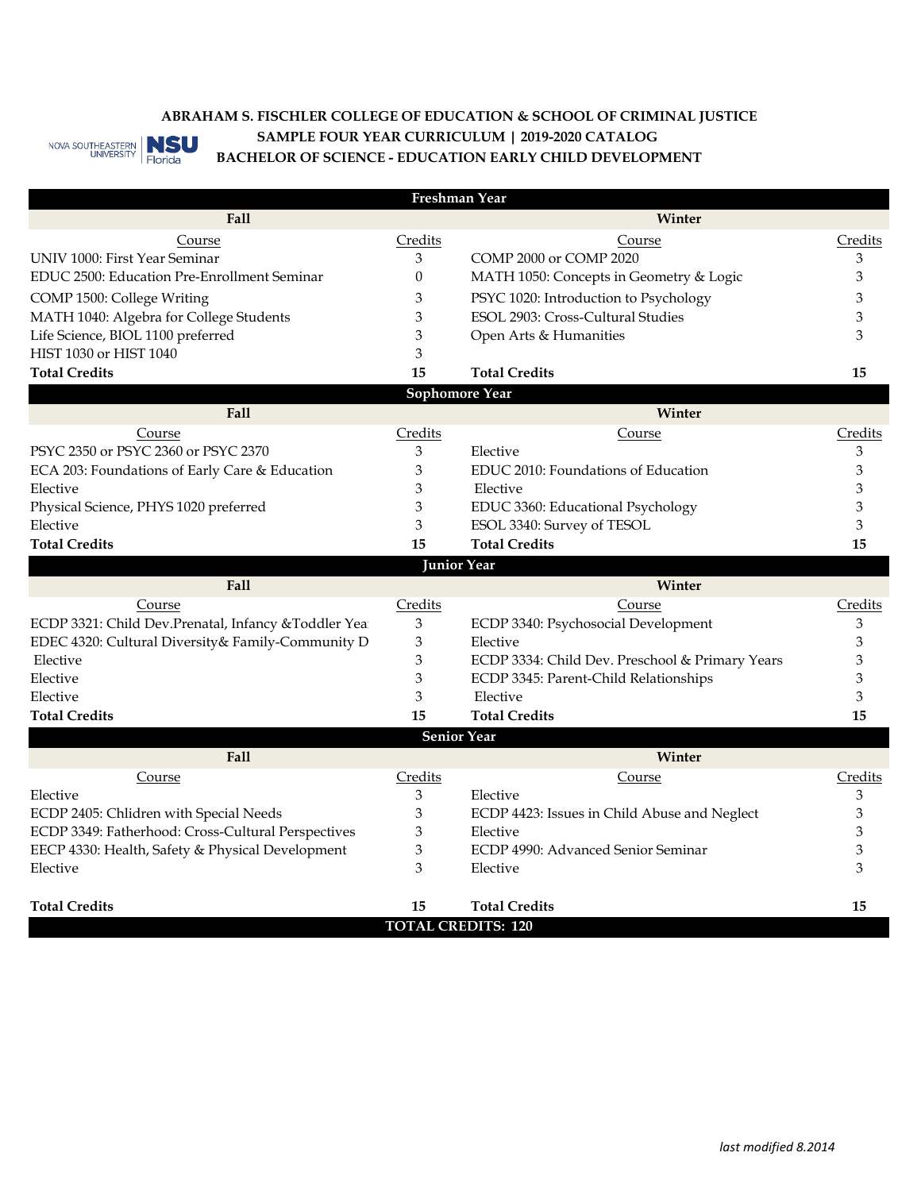**ABRAHAM S. FISCHLER COLLEGE OF EDUCATION & SCHOOL OF CRIMINAL JUSTICE**
**SAMPLE FOUR YEAR CURRICULUM | 2019-2020 CATALOG**
**BACHELOR OF SCIENCE - EDUCATION EARLY CHILD DEVELOPMENT**

| **Freshman Year** | | | |
|---|---|---|---|
| **Fall** | | **Winter** | |
| Course | Credits | Course | Credits |
| UNIV 1000: First Year Seminar | 3 | COMP 2000 or COMP 2020 | 3 |
| EDUC 2500: Education Pre-Enrollment Seminar | 0 | MATH 1050: Concepts in Geometry & Logic | 3 |
| COMP 1500: College Writing | 3 | PSYC 1020: Introduction to Psychology | 3 |
| MATH 1040: Algebra for College Students | 3 | ESOL 2903: Cross-Cultural Studies | 3 |
| Life Science, BIOL 1100 preferred | 3 | Open Arts & Humanities | 3 |
| HIST 1030 or HIST 1040 | 3 | | |
| **Total Credits** | **15** | **Total Credits** | **15** |
| **Sophomore Year** | | | |
| **Fall** | | **Winter** | |
| Course | Credits | Course | Credits |
| PSYC 2350 or PSYC 2360 or PSYC 2370 | 3 | Elective | 3 |
| ECA 203: Foundations of Early Care & Education | 3 | EDUC 2010: Foundations of Education | 3 |
| Elective | 3 | Elective | 3 |
| Physical Science, PHYS 1020 preferred | 3 | EDUC 3360: Educational Psychology | 3 |
| Elective | 3 | ESOL 3340: Survey of TESOL | 3 |
| **Total Credits** | **15** | **Total Credits** | **15** |
| **Junior Year** | | | |
| **Fall** | | **Winter** | |
| Course | Credits | Course | Credits |
| ECDP 3321: Child Dev.Prenatal, Infancy &Toddler Yea | 3 | ECDP 3340: Psychosocial Development | 3 |
| EDEC 4320: Cultural Diversity& Family-Community D | 3 | Elective | 3 |
| Elective | 3 | ECDP 3334: Child Dev. Preschool & Primary Years | 3 |
| Elective | 3 | ECDP 3345: Parent-Child Relationships | 3 |
| Elective | 3 | Elective | 3 |
| **Total Credits** | **15** | **Total Credits** | **15** |
| **Senior Year** | | | |
| **Fall** | | **Winter** | |
| Course | Credits | Course | Credits |
| Elective | 3 | Elective | 3 |
| ECDP 2405: Chlidren with Special Needs | 3 | ECDP 4423: Issues in Child Abuse and Neglect | 3 |
| ECDP 3349: Fatherhood: Cross-Cultural Perspectives | 3 | Elective | 3 |
| EECP 4330: Health, Safety & Physical Development | 3 | ECDP 4990: Advanced Senior Seminar | 3 |
| Elective | 3 | Elective | 3 |
| **Total Credits** | **15** | **Total Credits** | **15** |
| **TOTAL CREDITS: 120** | | | |

*last modified 8.2014*